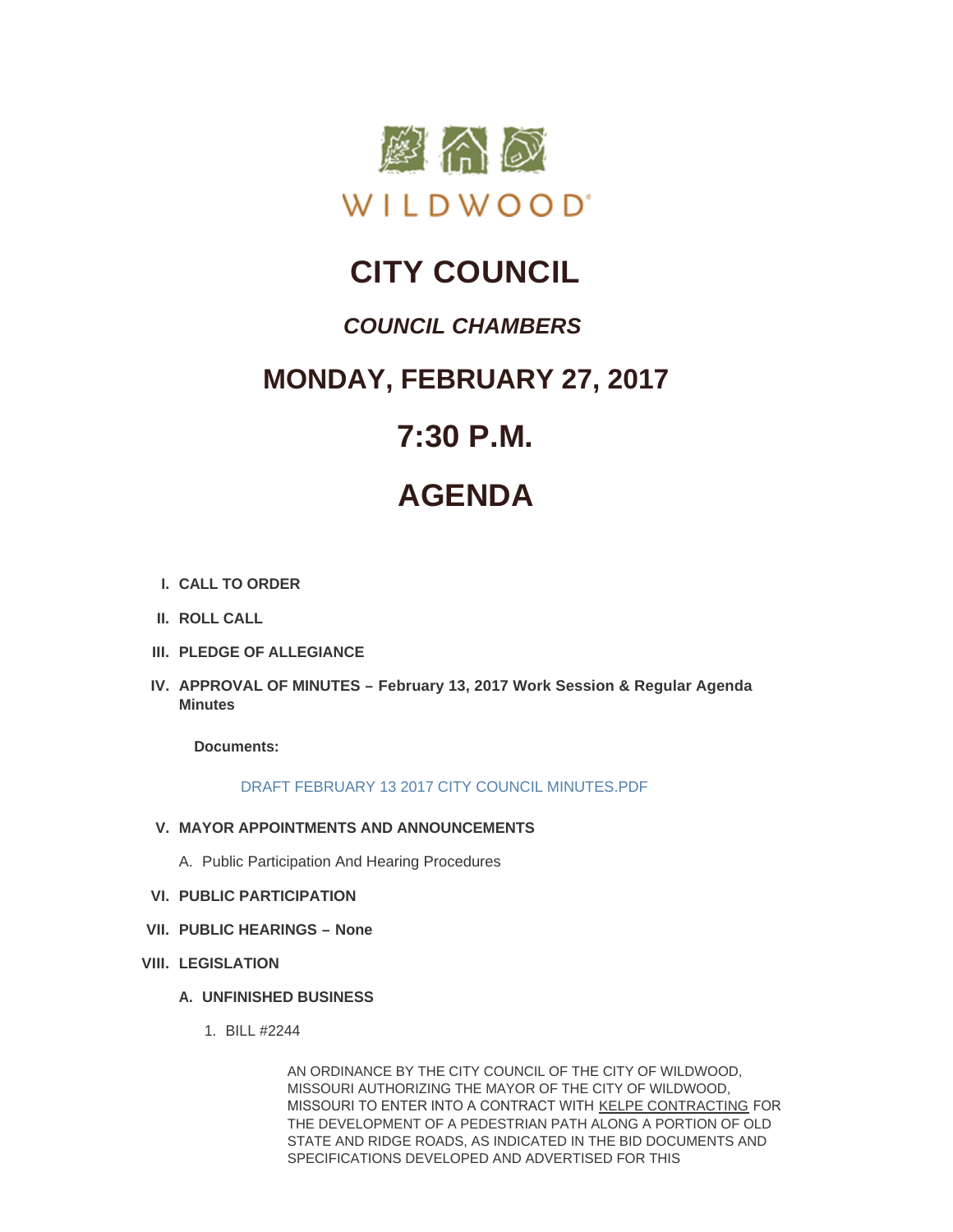WILDWOOD

# CITY COUNCIL

## *COUNCIL CHAMBERS*

## MONDAY, FEBRUARY 27, 2017

## 7:30 P.M.

## AGENDA

I. **CALL TO ORDER**

II. **ROLL CALL**

III. **PLEDGE OF ALLEGIANCE**

IV. **APPROVAL OF MINUTES – February 13, 2017 Work Session & Regular Agenda Minutes**

**Documents:**

DRAFT FEBRUARY 13 2017 CITY COUNCIL MINUTES.PDF

V. **MAYOR APPOINTMENTS AND ANNOUNCEMENTS**

A. Public Participation And Hearing Procedures

VI. **PUBLIC PARTICIPATION**

VII. **PUBLIC HEARINGS – None**

VIII. **LEGISLATION**

A. **UNFINISHED BUSINESS**

1. BILL #2244

AN ORDINANCE BY THE CITY COUNCIL OF THE CITY OF WILDWOOD, MISSOURI AUTHORIZING THE MAYOR OF THE CITY OF WILDWOOD, MISSOURI TO ENTER INTO A CONTRACT WITH KELPE CONTRACTING FOR THE DEVELOPMENT OF A PEDESTRIAN PATH ALONG A PORTION OF OLD STATE AND RIDGE ROADS, AS INDICATED IN THE BID DOCUMENTS AND SPECIFICATIONS DEVELOPED AND ADVERTISED FOR THIS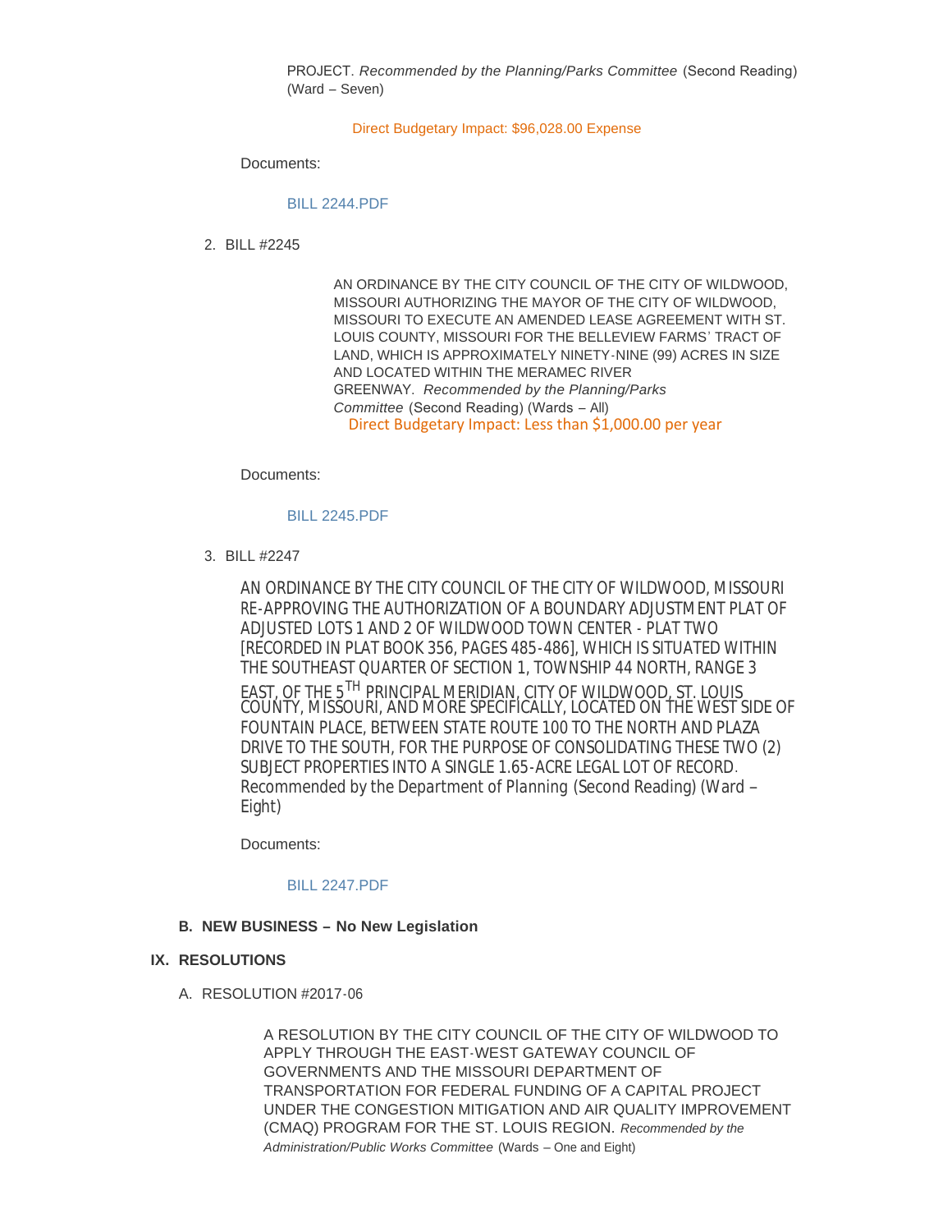PROJECT. *Recommended by the Planning/Parks Committee* (Second Reading) (Ward – Seven)

Direct Budgetary Impact: $96,028.00 Expense

Documents:

BILL 2244.PDF

2. BILL #2245

AN ORDINANCE BY THE CITY COUNCIL OF THE CITY OF WILDWOOD, MISSOURI AUTHORIZING THE MAYOR OF THE CITY OF WILDWOOD, MISSOURI TO EXECUTE AN AMENDED LEASE AGREEMENT WITH ST. LOUIS COUNTY, MISSOURI FOR THE BELLEVIEW FARMS' TRACT OF LAND, WHICH IS APPROXIMATELY NINETY-NINE (99) ACRES IN SIZE AND LOCATED WITHIN THE MERAMEC RIVER GREENWAY. *Recommended by the Planning/Parks Committee* (Second Reading) (Wards – All)

Direct Budgetary Impact: Less than $1,000.00 per year

Documents:

BILL 2245.PDF

3. BILL #2247

AN ORDINANCE BY THE CITY COUNCIL OF THE CITY OF WILDWOOD, MISSOURI RE-APPROVING THE AUTHORIZATION OF A BOUNDARY ADJUSTMENT PLAT OF ADJUSTED LOTS 1 AND 2 OF WILDWOOD TOWN CENTER - PLAT TWO [RECORDED IN PLAT BOOK 356, PAGES 485-486], WHICH IS SITUATED WITHIN THE SOUTHEAST QUARTER OF SECTION 1, TOWNSHIP 44 NORTH, RANGE 3 EAST, OF THE 5TH PRINCIPAL MERIDIAN, CITY OF WILDWOOD, ST. LOUIS COUNTY, MISSOURI, AND MORE SPECIFICALLY, LOCATED ON THE WEST SIDE OF FOUNTAIN PLACE, BETWEEN STATE ROUTE 100 TO THE NORTH AND PLAZA DRIVE TO THE SOUTH, FOR THE PURPOSE OF CONSOLIDATING THESE TWO (2) SUBJECT PROPERTIES INTO A SINGLE 1.65-ACRE LEGAL LOT OF RECORD. Recommended by the Department of Planning (Second Reading) (Ward – Eight)

Documents:

BILL 2247.PDF

**B. NEW BUSINESS – No New Legislation**

**IX. RESOLUTIONS**

A. RESOLUTION #2017-06

A RESOLUTION BY THE CITY COUNCIL OF THE CITY OF WILDWOOD TO APPLY THROUGH THE EAST-WEST GATEWAY COUNCIL OF GOVERNMENTS AND THE MISSOURI DEPARTMENT OF TRANSPORTATION FOR FEDERAL FUNDING OF A CAPITAL PROJECT UNDER THE CONGESTION MITIGATION AND AIR QUALITY IMPROVEMENT (CMAQ) PROGRAM FOR THE ST. LOUIS REGION. *Recommended by the Administration/Public Works Committee* (Wards – One and Eight)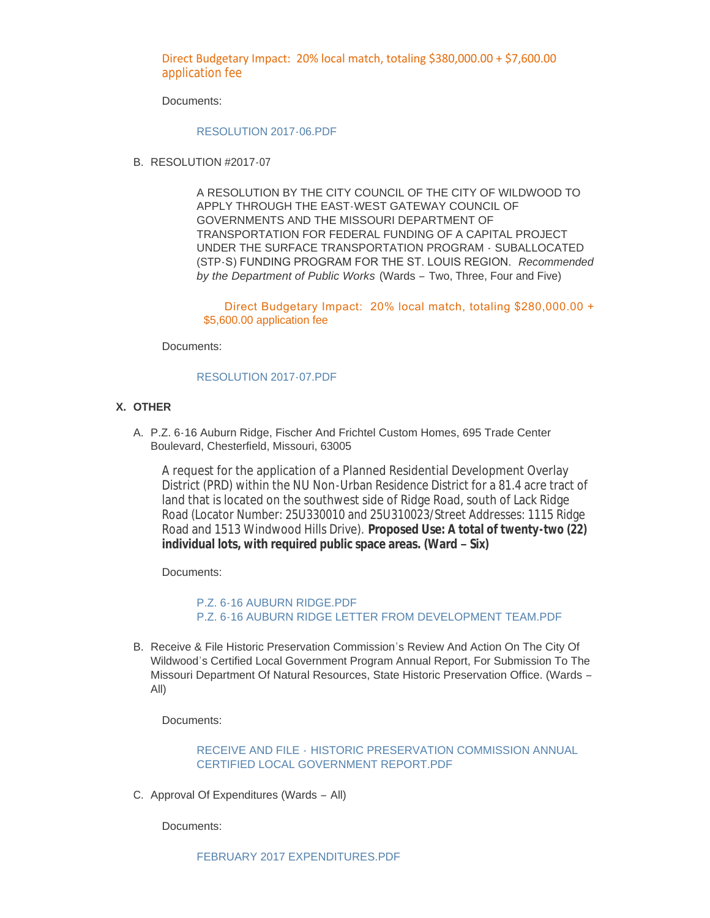Direct Budgetary Impact: 20% local match, totaling $380,000.00 + $7,600.00 application fee

Documents:

RESOLUTION 2017-06.PDF

B. RESOLUTION #2017-07

A RESOLUTION BY THE CITY COUNCIL OF THE CITY OF WILDWOOD TO APPLY THROUGH THE EAST-WEST GATEWAY COUNCIL OF GOVERNMENTS AND THE MISSOURI DEPARTMENT OF TRANSPORTATION FOR FEDERAL FUNDING OF A CAPITAL PROJECT UNDER THE SURFACE TRANSPORTATION PROGRAM - SUBALLOCATED (STP-S) FUNDING PROGRAM FOR THE ST. LOUIS REGION. *Recommended by the Department of Public Works* (Wards – Two, Three, Four and Five)

Direct Budgetary Impact: 20% local match, totaling $280,000.00 + $5,600.00 application fee

Documents:

RESOLUTION 2017-07.PDF

## X. OTHER

A. P.Z. 6-16 Auburn Ridge, Fischer And Frichtel Custom Homes, 695 Trade Center Boulevard, Chesterfield, Missouri, 63005

A request for the application of a Planned Residential Development Overlay District (PRD) within the NU Non-Urban Residence District for a 81.4 acre tract of land that is located on the southwest side of Ridge Road, south of Lack Ridge Road (Locator Number: 25U330010 and 25U310023/Street Addresses: 1115 Ridge Road and 1513 Windwood Hills Drive). **Proposed Use: A total of twenty-two (22) individual lots, with required public space areas. (Ward – Six)**

Documents:

P.Z. 6-16 AUBURN RIDGE.PDF
P.Z. 6-16 AUBURN RIDGE LETTER FROM DEVELOPMENT TEAM.PDF

B. Receive & File Historic Preservation Commission's Review And Action On The City Of Wildwood's Certified Local Government Program Annual Report, For Submission To The Missouri Department Of Natural Resources, State Historic Preservation Office. (Wards – All)

Documents:

RECEIVE AND FILE - HISTORIC PRESERVATION COMMISSION ANNUAL CERTIFIED LOCAL GOVERNMENT REPORT.PDF

C. Approval Of Expenditures (Wards – All)

Documents:

FEBRUARY 2017 EXPENDITURES.PDF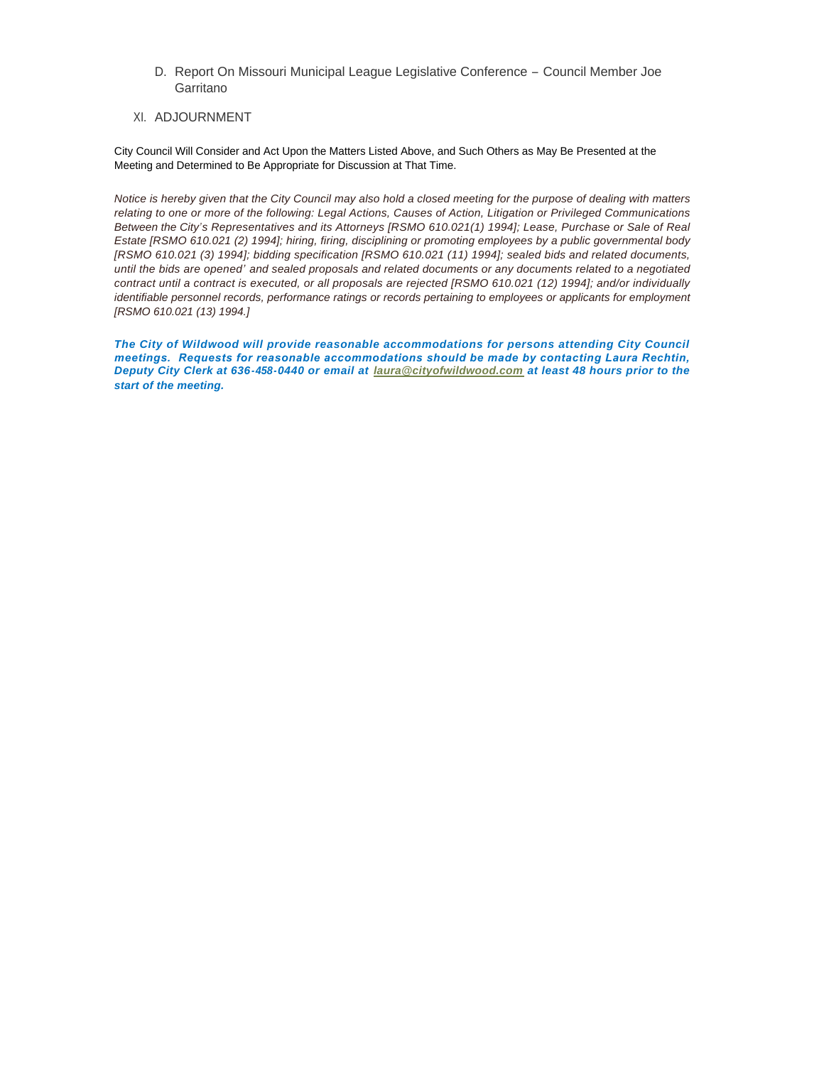D. Report On Missouri Municipal League Legislative Conference – Council Member Joe Garritano

XI. ADJOURNMENT

City Council Will Consider and Act Upon the Matters Listed Above, and Such Others as May Be Presented at the Meeting and Determined to Be Appropriate for Discussion at That Time.

*Notice is hereby given that the City Council may also hold a closed meeting for the purpose of dealing with matters relating to one or more of the following: Legal Actions, Causes of Action, Litigation or Privileged Communications Between the City's Representatives and its Attorneys [RSMO 610.021(1) 1994]; Lease, Purchase or Sale of Real Estate [RSMO 610.021 (2) 1994]; hiring, firing, disciplining or promoting employees by a public governmental body [RSMO 610.021 (3) 1994]; bidding specification [RSMO 610.021 (11) 1994]; sealed bids and related documents, until the bids are opened' and sealed proposals and related documents or any documents related to a negotiated contract until a contract is executed, or all proposals are rejected [RSMO 610.021 (12) 1994]; and/or individually identifiable personnel records, performance ratings or records pertaining to employees or applicants for employment [RSMO 610.021 (13) 1994.]*

***The City of Wildwood will provide reasonable accommodations for persons attending City Council meetings. Requests for reasonable accommodations should be made by contacting Laura Rechtin, Deputy City Clerk at 636-458-0440 or email at laura@cityofwildwood.com at least 48 hours prior to the start of the meeting.***